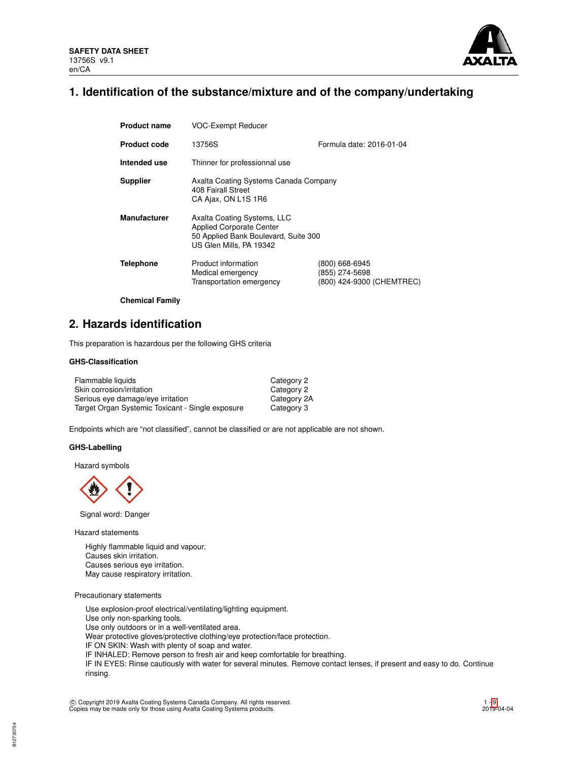SAFETY DATA SHEET
13756S v9.1
en/CA

## 1. Identification of the substance/mixture and of the company/undertaking

| | | |
|---|---|---|
| **Product name** | VOC-Exempt Reducer | |
| **Product code** | 13756S | Formula date: 2016-01-04 |
| **Intended use** | Thinner for professionnal use | |
| **Supplier** | Axalta Coating Systems Canada Company<br>408 Fairall Street<br>CA Ajax, ON L1S 1R6 | |
| **Manufacturer** | Axalta Coating Systems, LLC<br>Applied Corporate Center<br>50 Applied Bank Boulevard, Suite 300<br>US Glen Mills, PA 19342 | |
| **Telephone** | Product information<br>Medical emergency<br>Transportation emergency | (800) 668-6945<br>(855) 274-5698<br>(800) 424-9300 (CHEMTREC) |
| **Chemical Family** | | |

## 2. Hazards identification

This preparation is hazardous per the following GHS criteria

### GHS-Classification

| | |
|---|---|
| Flammable liquids | Category 2 |
| Skin corrosion/irritation | Category 2 |
| Serious eye damage/eye irritation | Category 2A |
| Target Organ Systemic Toxicant - Single exposure | Category 3 |

Endpoints which are “not classified”, cannot be classified or are not applicable are not shown.

### GHS-Labelling

Hazard symbols

Signal word: Danger

Hazard statements

Highly flammable liquid and vapour.
Causes skin irritation.
Causes serious eye irritation.
May cause respiratory irritation.

Precautionary statements

Use explosion-proof electrical/ventilating/lighting equipment.
Use only non-sparking tools.
Use only outdoors or in a well-ventilated area.
Wear protective gloves/protective clothing/eye protection/face protection.
IF ON SKIN: Wash with plenty of soap and water.
IF INHALED: Remove person to fresh air and keep comfortable for breathing.
IF IN EYES: Rinse cautiously with water for several minutes. Remove contact lenses, if present and easy to do. Continue rinsing.

© Copyright 2019 Axalta Coating Systems Canada Company. All rights reserved.
Copies may be made only for those using Axalta Coating Systems products.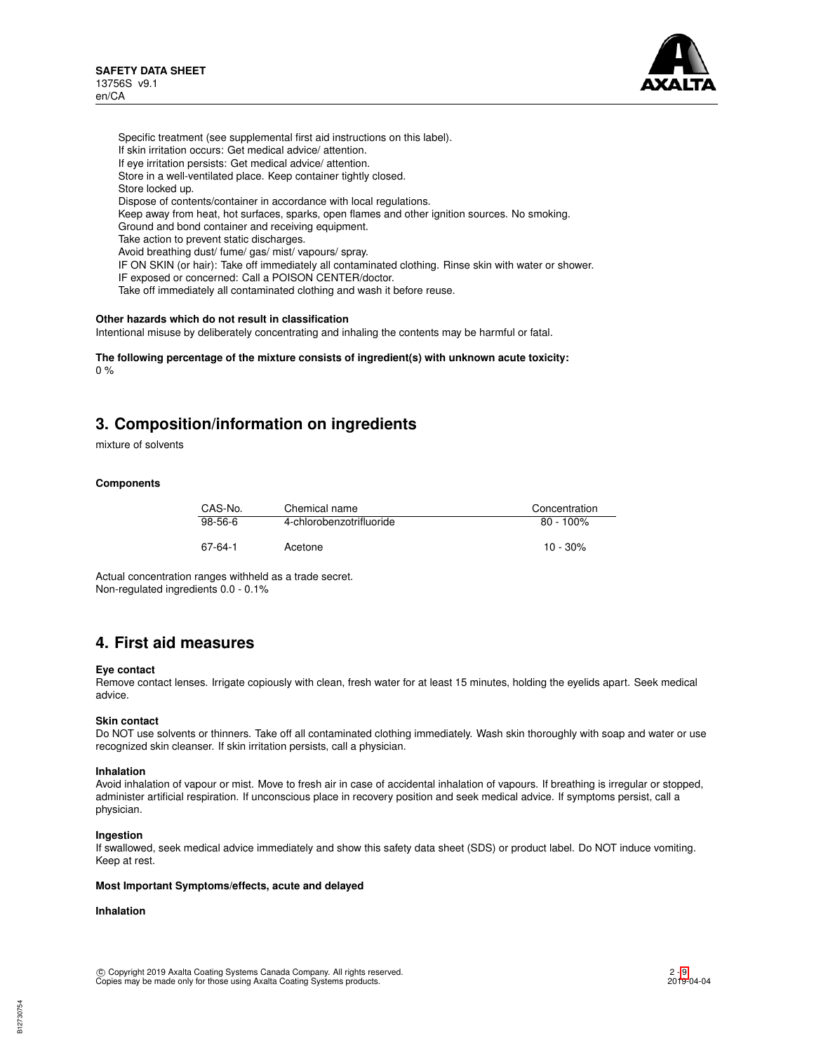Specific treatment (see supplemental first aid instructions on this label).
If skin irritation occurs: Get medical advice/ attention.
If eye irritation persists: Get medical advice/ attention.
Store in a well-ventilated place. Keep container tightly closed.
Store locked up.
Dispose of contents/container in accordance with local regulations.
Keep away from heat, hot surfaces, sparks, open flames and other ignition sources. No smoking.
Ground and bond container and receiving equipment.
Take action to prevent static discharges.
Avoid breathing dust/ fume/ gas/ mist/ vapours/ spray.
IF ON SKIN (or hair): Take off immediately all contaminated clothing. Rinse skin with water or shower.
IF exposed or concerned: Call a POISON CENTER/doctor.
Take off immediately all contaminated clothing and wash it before reuse.

**Other hazards which do not result in classification**
Intentional misuse by deliberately concentrating and inhaling the contents may be harmful or fatal.

**The following percentage of the mixture consists of ingredient(s) with unknown acute toxicity:**
0 %

## 3. Composition/information on ingredients

mixture of solvents

**Components**

| CAS-No. | Chemical name | Concentration |
|---|---|---|
| 98-56-6 | 4-chlorobenzotrifluoride | 80 - 100% |
| 67-64-1 | Acetone | 10 - 30% |

Actual concentration ranges withheld as a trade secret.
Non-regulated ingredients 0.0 - 0.1%

## 4. First aid measures

**Eye contact**
Remove contact lenses. Irrigate copiously with clean, fresh water for at least 15 minutes, holding the eyelids apart. Seek medical advice.

**Skin contact**
Do NOT use solvents or thinners. Take off all contaminated clothing immediately. Wash skin thoroughly with soap and water or use recognized skin cleanser. If skin irritation persists, call a physician.

**Inhalation**
Avoid inhalation of vapour or mist. Move to fresh air in case of accidental inhalation of vapours. If breathing is irregular or stopped, administer artificial respiration. If unconscious place in recovery position and seek medical advice. If symptoms persist, call a physician.

**Ingestion**
If swallowed, seek medical advice immediately and show this safety data sheet (SDS) or product label. Do NOT induce vomiting. Keep at rest.

**Most Important Symptoms/effects, acute and delayed**

**Inhalation**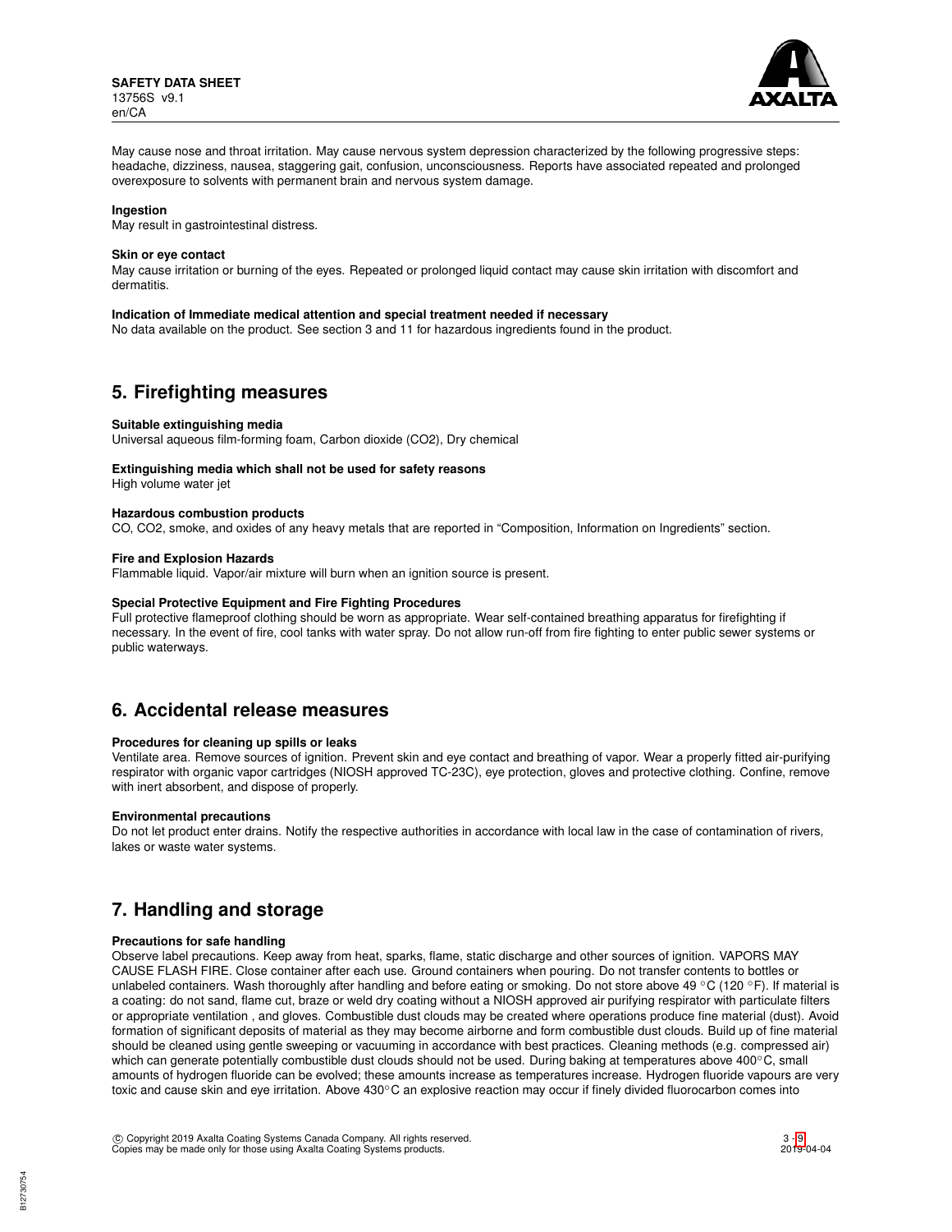May cause nose and throat irritation. May cause nervous system depression characterized by the following progressive steps: headache, dizziness, nausea, staggering gait, confusion, unconsciousness. Reports have associated repeated and prolonged overexposure to solvents with permanent brain and nervous system damage.

**Ingestion**

May result in gastrointestinal distress.

**Skin or eye contact**

May cause irritation or burning of the eyes. Repeated or prolonged liquid contact may cause skin irritation with discomfort and dermatitis.

**Indication of Immediate medical attention and special treatment needed if necessary**

No data available on the product. See section 3 and 11 for hazardous ingredients found in the product.

## 5. Firefighting measures

**Suitable extinguishing media**

Universal aqueous film-forming foam, Carbon dioxide ($CO_2$), Dry chemical

**Extinguishing media which shall not be used for safety reasons**

High volume water jet

**Hazardous combustion products**

CO, $CO_2$, smoke, and oxides of any heavy metals that are reported in “Composition, Information on Ingredients” section.

**Fire and Explosion Hazards**

Flammable liquid. Vapor/air mixture will burn when an ignition source is present.

**Special Protective Equipment and Fire Fighting Procedures**

Full protective flameproof clothing should be worn as appropriate. Wear self-contained breathing apparatus for firefighting if necessary. In the event of fire, cool tanks with water spray. Do not allow run-off from fire fighting to enter public sewer systems or public waterways.

## 6. Accidental release measures

**Procedures for cleaning up spills or leaks**

Ventilate area. Remove sources of ignition. Prevent skin and eye contact and breathing of vapor. Wear a properly fitted air-purifying respirator with organic vapor cartridges (NIOSH approved TC-23C), eye protection, gloves and protective clothing. Confine, remove with inert absorbent, and dispose of properly.

**Environmental precautions**

Do not let product enter drains. Notify the respective authorities in accordance with local law in the case of contamination of rivers, lakes or waste water systems.

## 7. Handling and storage

**Precautions for safe handling**

Observe label precautions. Keep away from heat, sparks, flame, static discharge and other sources of ignition. VAPORS MAY CAUSE FLASH FIRE. Close container after each use. Ground containers when pouring. Do not transfer contents to bottles or unlabeled containers. Wash thoroughly after handling and before eating or smoking. Do not store above 49 °C (120 °F). If material is a coating: do not sand, flame cut, braze or weld dry coating without a NIOSH approved air purifying respirator with particulate filters or appropriate ventilation , and gloves. Combustible dust clouds may be created where operations produce fine material (dust). Avoid formation of significant deposits of material as they may become airborne and form combustible dust clouds. Build up of fine material should be cleaned using gentle sweeping or vacuuming in accordance with best practices. Cleaning methods (e.g. compressed air) which can generate potentially combustible dust clouds should not be used. During baking at temperatures above 400°C, small amounts of hydrogen fluoride can be evolved; these amounts increase as temperatures increase. Hydrogen fluoride vapours are very toxic and cause skin and eye irritation. Above 430°C an explosive reaction may occur if finely divided fluorocarbon comes into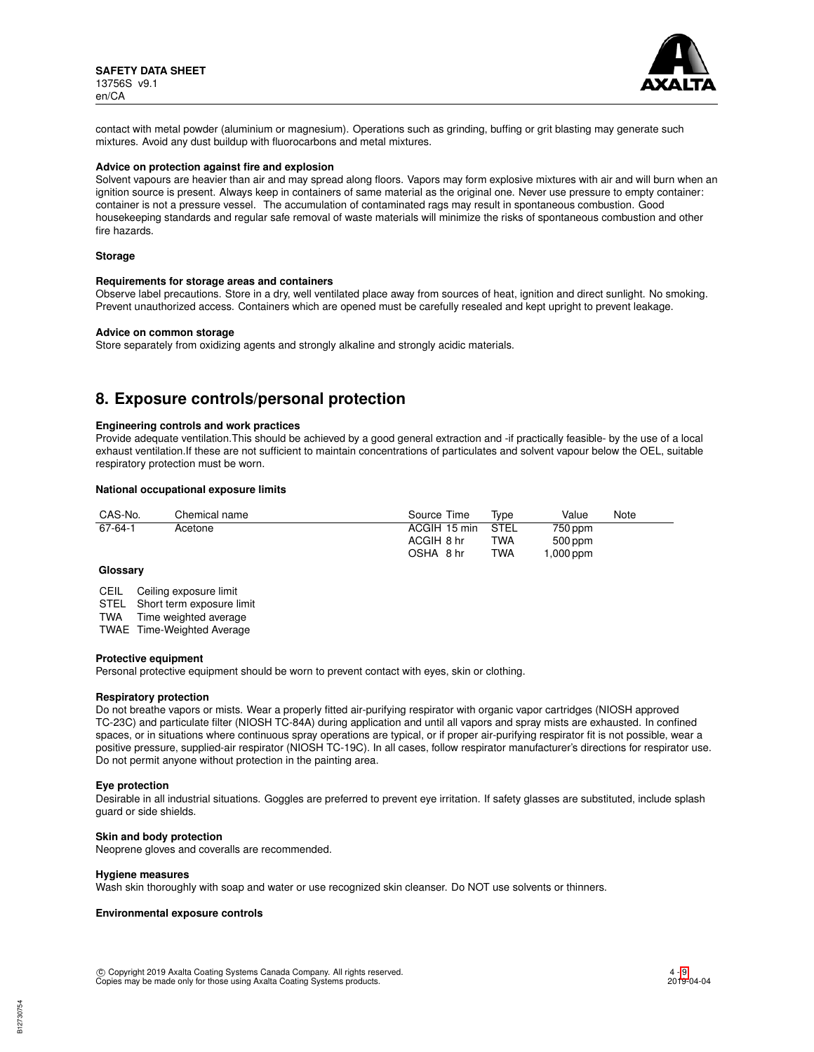contact with metal powder (aluminium or magnesium). Operations such as grinding, buffing or grit blasting may generate such mixtures. Avoid any dust buildup with fluorocarbons and metal mixtures.

**Advice on protection against fire and explosion**

Solvent vapours are heavier than air and may spread along floors. Vapors may form explosive mixtures with air and will burn when an ignition source is present. Always keep in containers of same material as the original one. Never use pressure to empty container: container is not a pressure vessel. The accumulation of contaminated rags may result in spontaneous combustion. Good housekeeping standards and regular safe removal of waste materials will minimize the risks of spontaneous combustion and other fire hazards.

**Storage**

**Requirements for storage areas and containers**

Observe label precautions. Store in a dry, well ventilated place away from sources of heat, ignition and direct sunlight. No smoking. Prevent unauthorized access. Containers which are opened must be carefully resealed and kept upright to prevent leakage.

**Advice on common storage**

Store separately from oxidizing agents and strongly alkaline and strongly acidic materials.

## 8. Exposure controls/personal protection

**Engineering controls and work practices**

Provide adequate ventilation.This should be achieved by a good general extraction and -if practically feasible- by the use of a local exhaust ventilation.If these are not sufficient to maintain concentrations of particulates and solvent vapour below the OEL, suitable respiratory protection must be worn.

**National occupational exposure limits**

| CAS-No. | Chemical name | Source | Time | Type | Value | Note |
|---|---|---|---|---|---|---|
| 67-64-1 | Acetone | ACGIH | 15 min | STEL | 750 ppm | |
| | | ACGIH | 8 hr | TWA | 500 ppm | |
| | | OSHA | 8 hr | TWA | 1,000 ppm | |

**Glossary**

CEIL Ceiling exposure limit
STEL Short term exposure limit
TWA Time weighted average
TWAE Time-Weighted Average

**Protective equipment**

Personal protective equipment should be worn to prevent contact with eyes, skin or clothing.

**Respiratory protection**

Do not breathe vapors or mists. Wear a properly fitted air-purifying respirator with organic vapor cartridges (NIOSH approved TC-23C) and particulate filter (NIOSH TC-84A) during application and until all vapors and spray mists are exhausted. In confined spaces, or in situations where continuous spray operations are typical, or if proper air-purifying respirator fit is not possible, wear a positive pressure, supplied-air respirator (NIOSH TC-19C). In all cases, follow respirator manufacturer's directions for respirator use. Do not permit anyone without protection in the painting area.

**Eye protection**

Desirable in all industrial situations. Goggles are preferred to prevent eye irritation. If safety glasses are substituted, include splash guard or side shields.

**Skin and body protection**

Neoprene gloves and coveralls are recommended.

**Hygiene measures**

Wash skin thoroughly with soap and water or use recognized skin cleanser. Do NOT use solvents or thinners.

**Environmental exposure controls**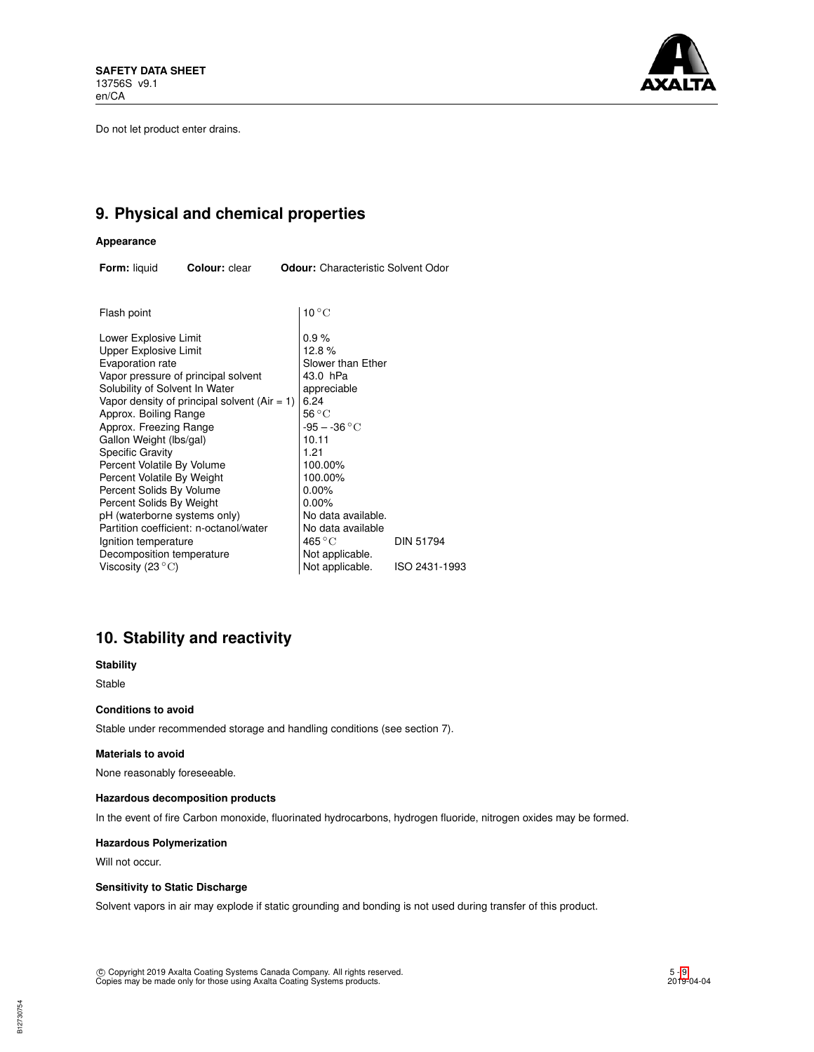Do not let product enter drains.

# 9. Physical and chemical properties

### Appearance

**Form:** liquid **Colour:** clear **Odour:** Characteristic Solvent Odor

| Property | Value | Method |
|---|---|---|
| Flash point | 10 °C | |
| Lower Explosive Limit | 0.9 % | |
| Upper Explosive Limit | 12.8 % | |
| Evaporation rate | Slower than Ether | |
| Vapor pressure of principal solvent | 43.0 hPa | |
| Solubility of Solvent In Water | appreciable | |
| Vapor density of principal solvent (Air = 1) | 6.24 | |
| Approx. Boiling Range | 56 °C | |
| Approx. Freezing Range | -95 – -36 °C | |
| Gallon Weight (lbs/gal) | 10.11 | |
| Specific Gravity | 1.21 | |
| Percent Volatile By Volume | 100.00% | |
| Percent Volatile By Weight | 100.00% | |
| Percent Solids By Volume | 0.00% | |
| Percent Solids By Weight | 0.00% | |
| pH (waterborne systems only) | No data available. | |
| Partition coefficient: n-octanol/water | No data available | |
| Ignition temperature | 465 °C | DIN 51794 |
| Decomposition temperature | Not applicable. | |
| Viscosity (23 °C) | Not applicable. | ISO 2431-1993 |

# 10. Stability and reactivity

### Stability

Stable

### Conditions to avoid

Stable under recommended storage and handling conditions (see section 7).

### Materials to avoid

None reasonably foreseeable.

### Hazardous decomposition products

In the event of fire Carbon monoxide, fluorinated hydrocarbons, hydrogen fluoride, nitrogen oxides may be formed.

### Hazardous Polymerization

Will not occur.

### Sensitivity to Static Discharge

Solvent vapors in air may explode if static grounding and bonding is not used during transfer of this product.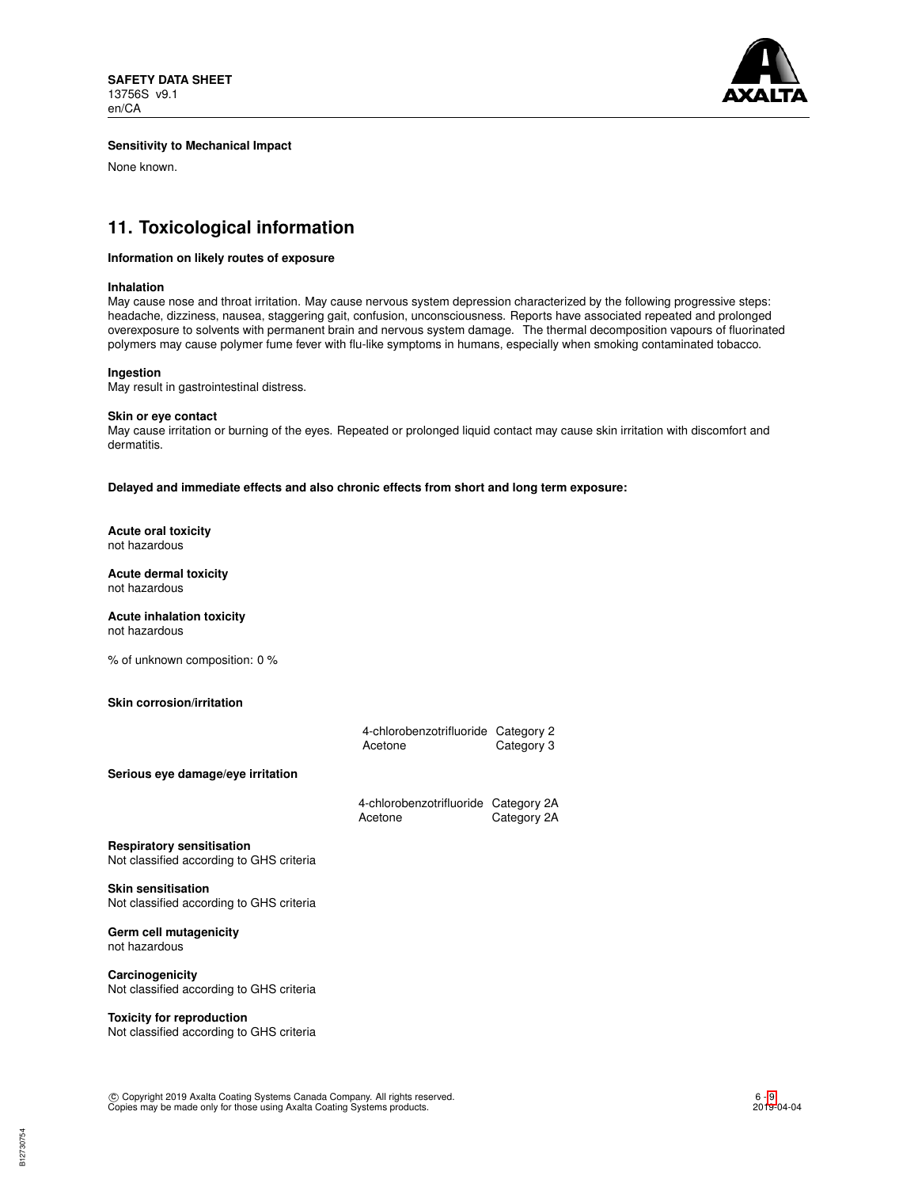**Sensitivity to Mechanical Impact**

None known.

## 11. Toxicological information

**Information on likely routes of exposure**

**Inhalation**

May cause nose and throat irritation. May cause nervous system depression characterized by the following progressive steps: headache, dizziness, nausea, staggering gait, confusion, unconsciousness. Reports have associated repeated and prolonged overexposure to solvents with permanent brain and nervous system damage. The thermal decomposition vapours of fluorinated polymers may cause polymer fume fever with flu-like symptoms in humans, especially when smoking contaminated tobacco.

**Ingestion**

May result in gastrointestinal distress.

**Skin or eye contact**

May cause irritation or burning of the eyes. Repeated or prolonged liquid contact may cause skin irritation with discomfort and dermatitis.

**Delayed and immediate effects and also chronic effects from short and long term exposure:**

**Acute oral toxicity**

not hazardous

**Acute dermal toxicity**

not hazardous

**Acute inhalation toxicity**

not hazardous

% of unknown composition: 0 %

**Skin corrosion/irritation**

| | |
|---|---|
| 4-chlorobenzotrifluoride | Category 2 |
| Acetone | Category 3 |

**Serious eye damage/eye irritation**

| | |
|---|---|
| 4-chlorobenzotrifluoride | Category 2A |
| Acetone | Category 2A |

**Respiratory sensitisation**

Not classified according to GHS criteria

**Skin sensitisation**

Not classified according to GHS criteria

**Germ cell mutagenicity**

not hazardous

**Carcinogenicity**

Not classified according to GHS criteria

**Toxicity for reproduction**

Not classified according to GHS criteria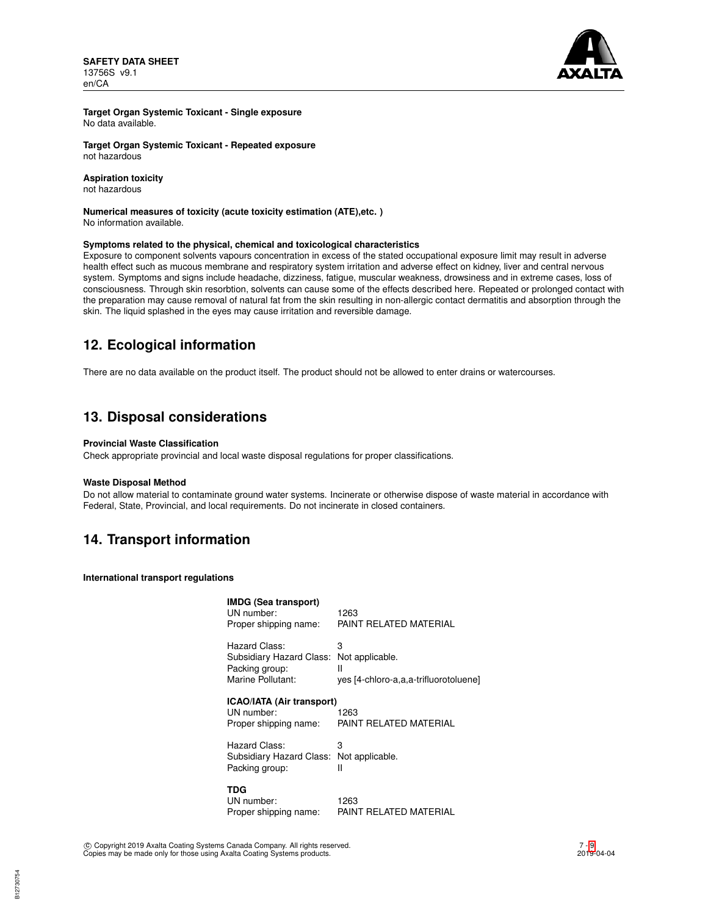**Target Organ Systemic Toxicant - Single exposure**
No data available.

**Target Organ Systemic Toxicant - Repeated exposure**
not hazardous

**Aspiration toxicity**
not hazardous

**Numerical measures of toxicity (acute toxicity estimation (ATE),etc. )**
No information available.

**Symptoms related to the physical, chemical and toxicological characteristics**
Exposure to component solvents vapours concentration in excess of the stated occupational exposure limit may result in adverse health effect such as mucous membrane and respiratory system irritation and adverse effect on kidney, liver and central nervous system. Symptoms and signs include headache, dizziness, fatigue, muscular weakness, drowsiness and in extreme cases, loss of consciousness. Through skin resorbtion, solvents can cause some of the effects described here. Repeated or prolonged contact with the preparation may cause removal of natural fat from the skin resulting in non-allergic contact dermatitis and absorption through the skin. The liquid splashed in the eyes may cause irritation and reversible damage.

## 12. Ecological information

There are no data available on the product itself. The product should not be allowed to enter drains or watercourses.

## 13. Disposal considerations

**Provincial Waste Classification**
Check appropriate provincial and local waste disposal regulations for proper classifications.

**Waste Disposal Method**
Do not allow material to contaminate ground water systems. Incinerate or otherwise dispose of waste material in accordance with Federal, State, Provincial, and local requirements. Do not incinerate in closed containers.

## 14. Transport information

**International transport regulations**

**IMDG (Sea transport)**

| | |
|---|---|
| UN number: | 1263 |
| Proper shipping name: | PAINT RELATED MATERIAL |
| Hazard Class: | 3 |
| Subsidiary Hazard Class: | Not applicable. |
| Packing group: | II |
| Marine Pollutant: | yes [4-chloro-a,a,a-trifluorotoluene] |

**ICAO/IATA (Air transport)**

| | |
|---|---|
| UN number: | 1263 |
| Proper shipping name: | PAINT RELATED MATERIAL |
| Hazard Class: | 3 |
| Subsidiary Hazard Class: | Not applicable. |
| Packing group: | II |

**TDG**

| | |
|---|---|
| UN number: | 1263 |
| Proper shipping name: | PAINT RELATED MATERIAL |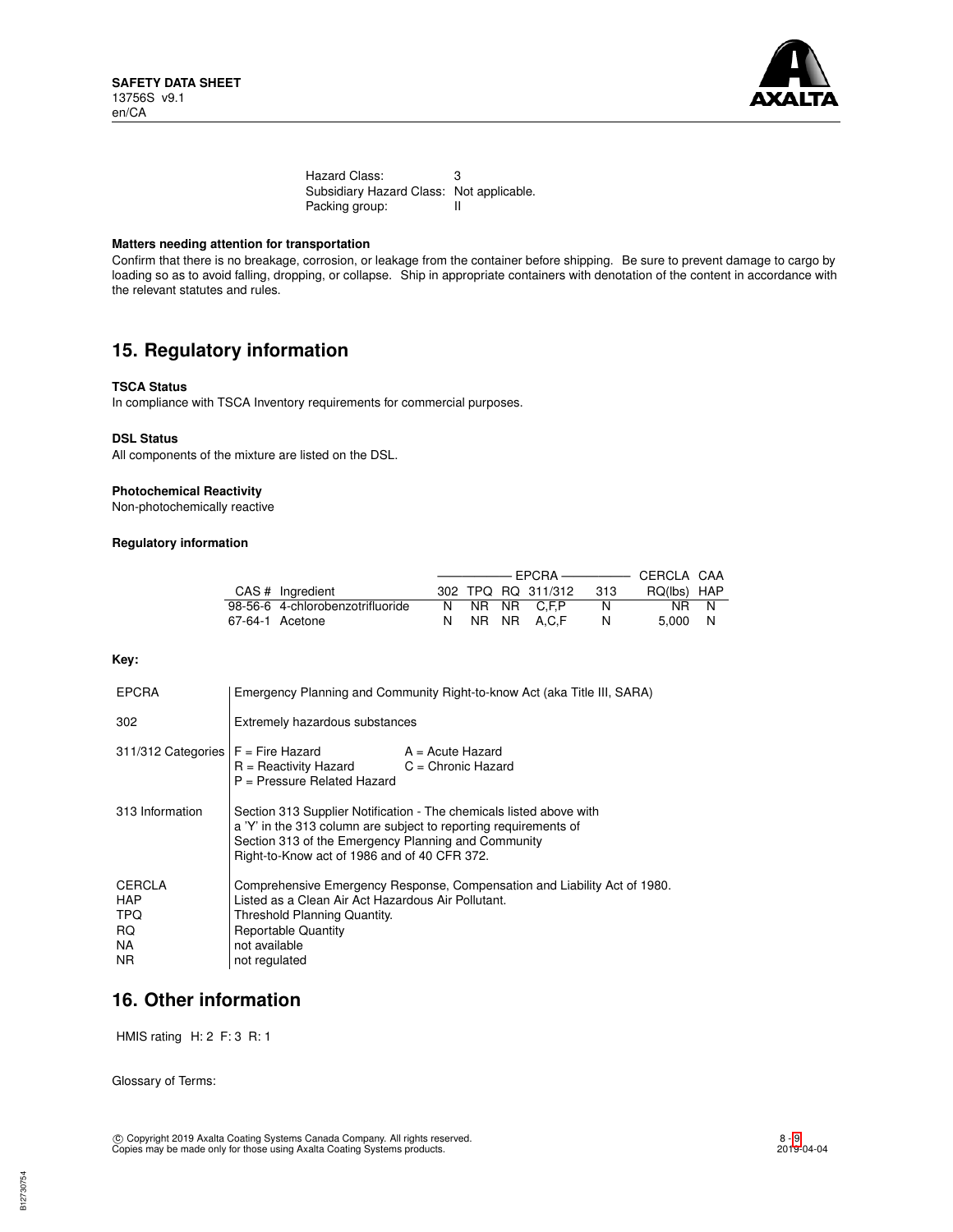Hazard Class: 3
Subsidiary Hazard Class: Not applicable.
Packing group: II

**Matters needing attention for transportation**

Confirm that there is no breakage, corrosion, or leakage from the container before shipping. Be sure to prevent damage to cargo by loading so as to avoid falling, dropping, or collapse. Ship in appropriate containers with denotation of the content in accordance with the relevant statutes and rules.

## 15. Regulatory information

**TSCA Status**

In compliance with TSCA Inventory requirements for commercial purposes.

**DSL Status**

All components of the mixture are listed on the DSL.

**Photochemical Reactivity**

Non-photochemically reactive

**Regulatory information**

| | | EPCRA | | | | | CERCLA | CAA |
|---|---|---|---|---|---|---|---|---|
| CAS # | Ingredient | 302 | TPQ | RQ | 311/312 | 313 | RQ(lbs) | HAP |
| 98-56-6 | 4-chlorobenzotrifluoride | N | NR | NR | C,F,P | N | NR | N |
| 67-64-1 | Acetone | N | NR | NR | A,C,F | N | 5,000 | N |

**Key:**

| | |
|---|---|
| EPCRA | Emergency Planning and Community Right-to-know Act (aka Title III, SARA) |
| 302 | Extremely hazardous substances |
| 311/312 Categories | F = Fire Hazard; A = Acute Hazard; R = Reactivity Hazard; C = Chronic Hazard; P = Pressure Related Hazard |
| 313 Information | Section 313 Supplier Notification - The chemicals listed above with a 'Y' in the 313 column are subject to reporting requirements of Section 313 of the Emergency Planning and Community Right-to-Know act of 1986 and of 40 CFR 372. |
| CERCLA | Comprehensive Emergency Response, Compensation and Liability Act of 1980. |
| HAP | Listed as a Clean Air Act Hazardous Air Pollutant. |
| TPQ | Threshold Planning Quantity. |
| RQ | Reportable Quantity |
| NA | not available |
| NR | not regulated |

## 16. Other information

HMIS rating H: 2 F: 3 R: 1

Glossary of Terms:

© Copyright 2019 Axalta Coating Systems Canada Company. All rights reserved.
Copies may be made only for those using Axalta Coating Systems products.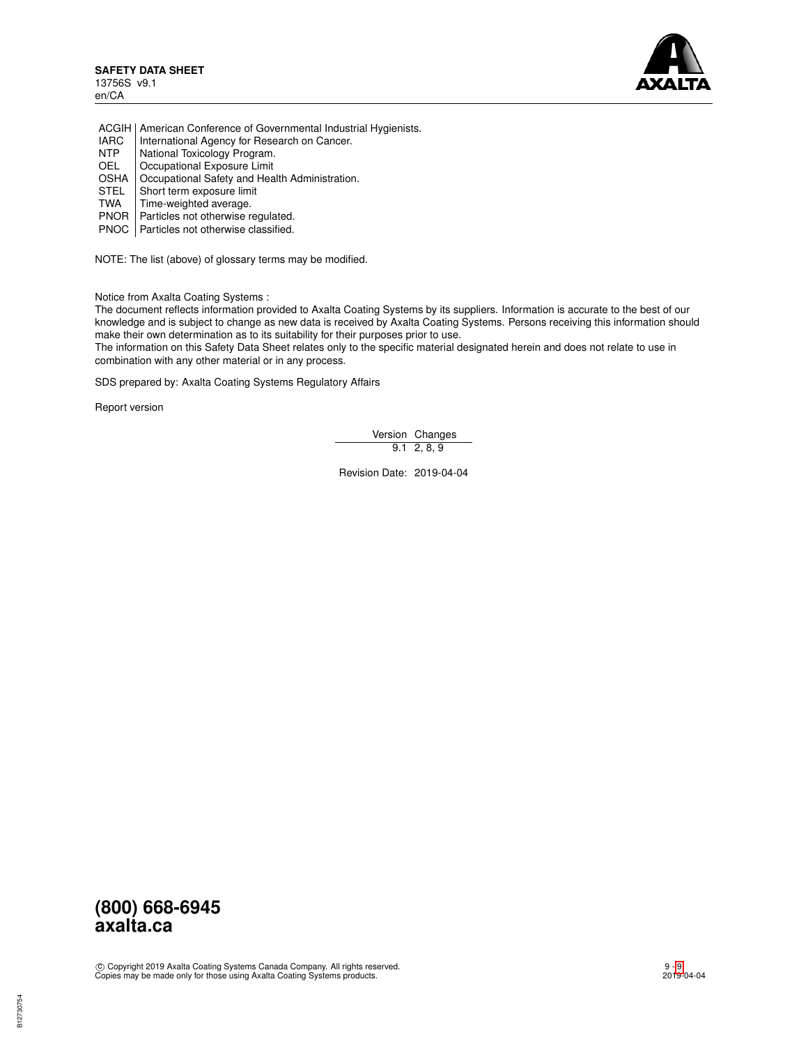| | |
|---|---|
| ACGIH | American Conference of Governmental Industrial Hygienists. |
| IARC | International Agency for Research on Cancer. |
| NTP | National Toxicology Program. |
| OEL | Occupational Exposure Limit |
| OSHA | Occupational Safety and Health Administration. |
| STEL | Short term exposure limit |
| TWA | Time-weighted average. |
| PNOR | Particles not otherwise regulated. |
| PNOC | Particles not otherwise classified. |

NOTE: The list (above) of glossary terms may be modified.

Notice from Axalta Coating Systems :
The document reflects information provided to Axalta Coating Systems by its suppliers. Information is accurate to the best of our knowledge and is subject to change as new data is received by Axalta Coating Systems. Persons receiving this information should make their own determination as to its suitability for their purposes prior to use.
The information on this Safety Data Sheet relates only to the specific material designated herein and does not relate to use in combination with any other material or in any process.

SDS prepared by: Axalta Coating Systems Regulatory Affairs

Report version

| Version | Changes |
|---|---|
| 9.1 | 2, 8, 9 |

Revision Date: 2019-04-04

**(800) 668-6945**
**axalta.ca**

© Copyright 2019 Axalta Coating Systems Canada Company. All rights reserved.
Copies may be made only for those using Axalta Coating Systems products.